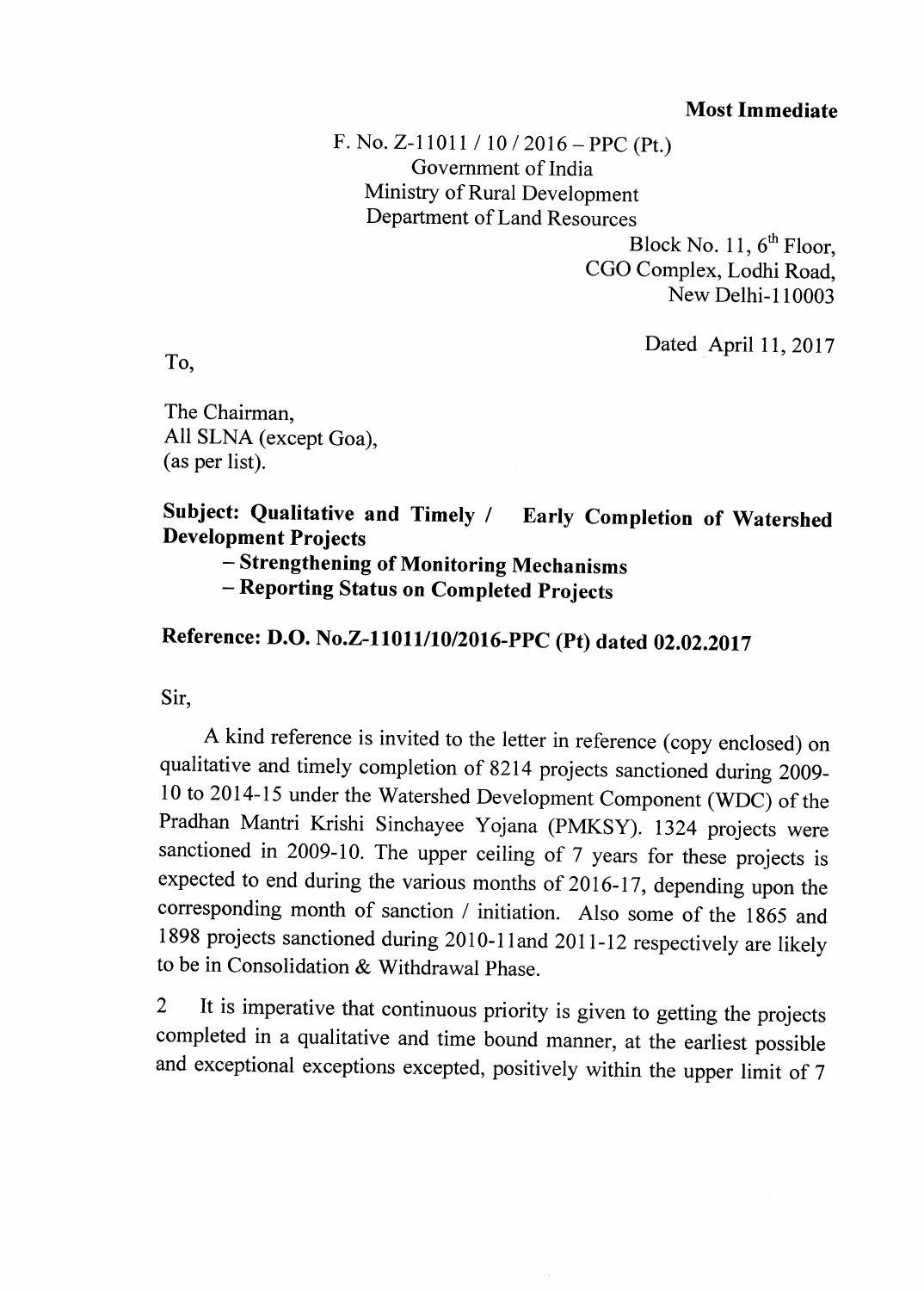**Most Immediate**

F. No. Z-11011 / 10 / 2016 – PPC (Pt.)
Government of India
Ministry of Rural Development
Department of Land Resources

Block No. 11, 6th Floor,
CGO Complex, Lodhi Road,
New Delhi-110003

Dated April 11, 2017

To,

The Chairman,
All SLNA (except Goa),
(as per list).

**Subject: Qualitative and Timely / Early Completion of Watershed Development Projects**
**– Strengthening of Monitoring Mechanisms**
**– Reporting Status on Completed Projects**

**Reference: D.O. No.Z-11011/10/2016-PPC (Pt) dated 02.02.2017**

Sir,

A kind reference is invited to the letter in reference (copy enclosed) on qualitative and timely completion of 8214 projects sanctioned during 2009-10 to 2014-15 under the Watershed Development Component (WDC) of the Pradhan Mantri Krishi Sinchayee Yojana (PMKSY). 1324 projects were sanctioned in 2009-10. The upper ceiling of 7 years for these projects is expected to end during the various months of 2016-17, depending upon the corresponding month of sanction / initiation. Also some of the 1865 and 1898 projects sanctioned during 2010-11and 2011-12 respectively are likely to be in Consolidation & Withdrawal Phase.

2 It is imperative that continuous priority is given to getting the projects completed in a qualitative and time bound manner, at the earliest possible and exceptional exceptions excepted, positively within the upper limit of 7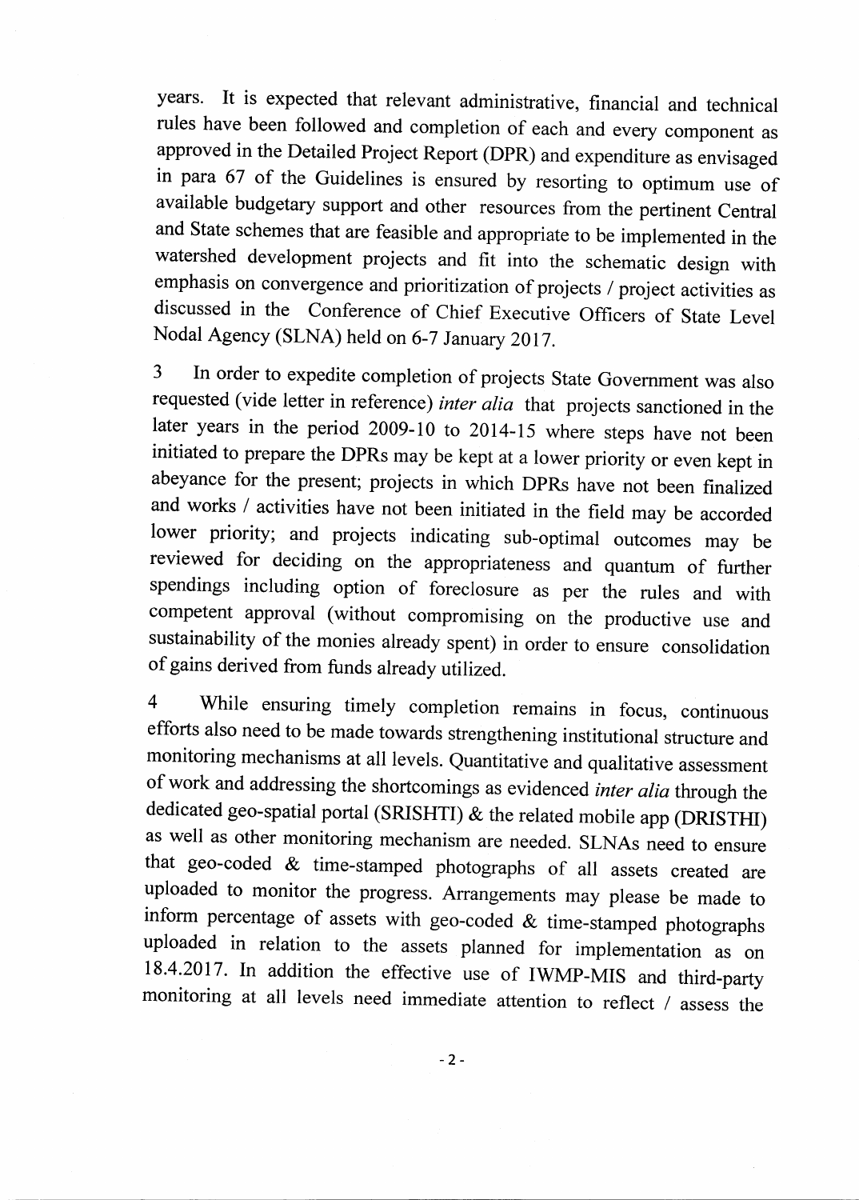years. It is expected that relevant administrative, financial and technical rules have been followed and completion of each and every component as approved in the Detailed Project Report (DPR) and expenditure as envisaged in para 67 of the Guidelines is ensured by resorting to optimum use of available budgetary support and other resources from the pertinent Central and State schemes that are feasible and appropriate to be implemented in the watershed development projects and fit into the schematic design with emphasis on convergence and prioritization of projects / project activities as discussed in the Conference of Chief Executive Officers of State Level Nodal Agency (SLNA) held on 6-7 January 2017.

3 In order to expedite completion of projects State Government was also requested (vide letter in reference) *inter alia* that projects sanctioned in the later years in the period 2009-10 to 2014-15 where steps have not been initiated to prepare the DPRs may be kept at a lower priority or even kept in abeyance for the present; projects in which DPRs have not been finalized and works / activities have not been initiated in the field may be accorded lower priority; and projects indicating sub-optimal outcomes may be reviewed for deciding on the appropriateness and quantum of further spendings including option of foreclosure as per the rules and with competent approval (without compromising on the productive use and sustainability of the monies already spent) in order to ensure consolidation of gains derived from funds already utilized.

4 While ensuring timely completion remains in focus, continuous efforts also need to be made towards strengthening institutional structure and monitoring mechanisms at all levels. Quantitative and qualitative assessment of work and addressing the shortcomings as evidenced *inter alia* through the dedicated geo-spatial portal (SRISHTI) & the related mobile app (DRISTHI) as well as other monitoring mechanism are needed. SLNAs need to ensure that geo-coded & time-stamped photographs of all assets created are uploaded to monitor the progress. Arrangements may please be made to inform percentage of assets with geo-coded & time-stamped photographs uploaded in relation to the assets planned for implementation as on 18.4.2017. In addition the effective use of IWMP-MIS and third-party monitoring at all levels need immediate attention to reflect / assess the